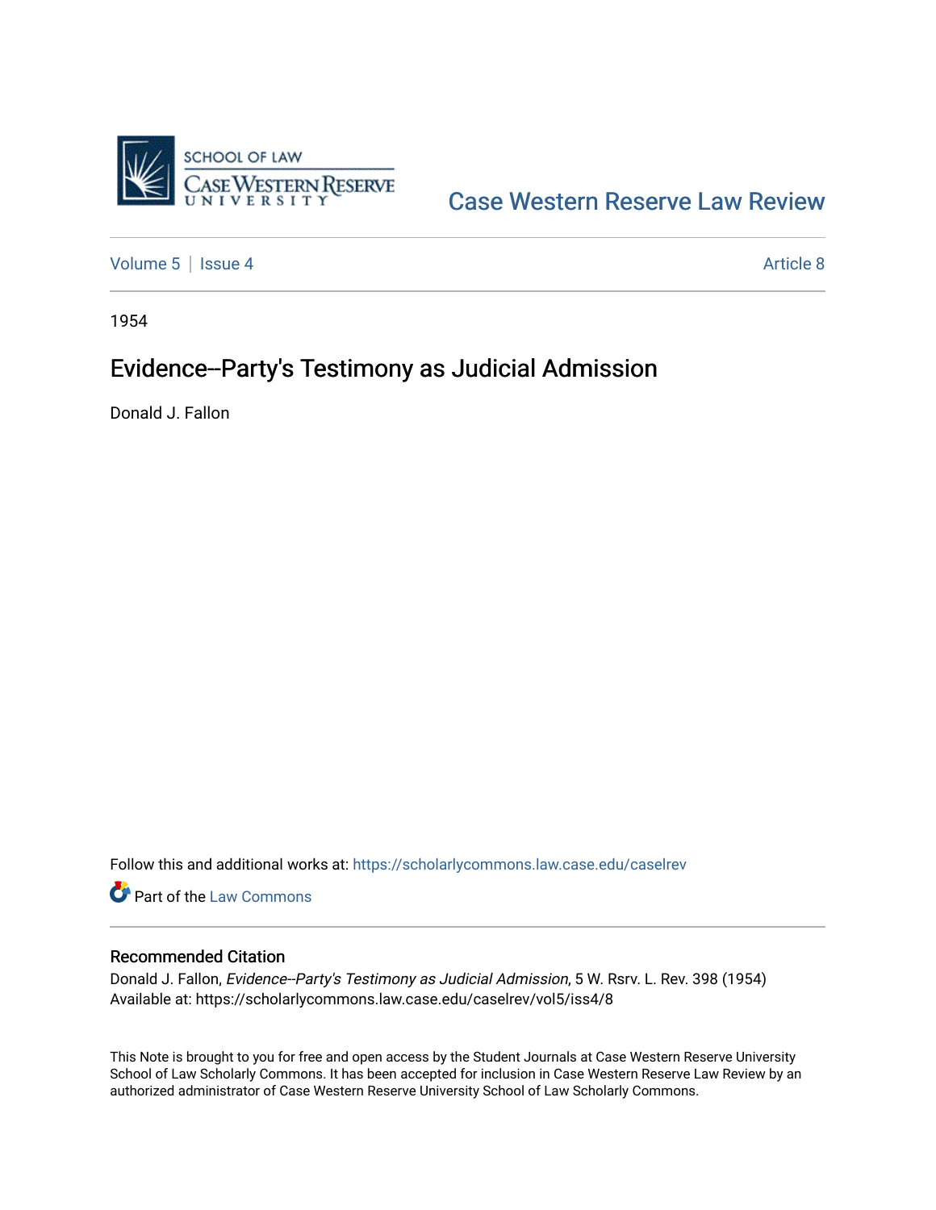Case Western Reserve Law Review

Volume 5 | Issue 4 Article 8

1954

# Evidence--Party's Testimony as Judicial Admission

Donald J. Fallon

Follow this and additional works at: https://scholarlycommons.law.case.edu/caselrev

Part of the Law Commons

## Recommended Citation

Donald J. Fallon, *Evidence--Party's Testimony as Judicial Admission*, 5 W. Rsrv. L. Rev. 398 (1954)
Available at: https://scholarlycommons.law.case.edu/caselrev/vol5/iss4/8

This Note is brought to you for free and open access by the Student Journals at Case Western Reserve University School of Law Scholarly Commons. It has been accepted for inclusion in Case Western Reserve Law Review by an authorized administrator of Case Western Reserve University School of Law Scholarly Commons.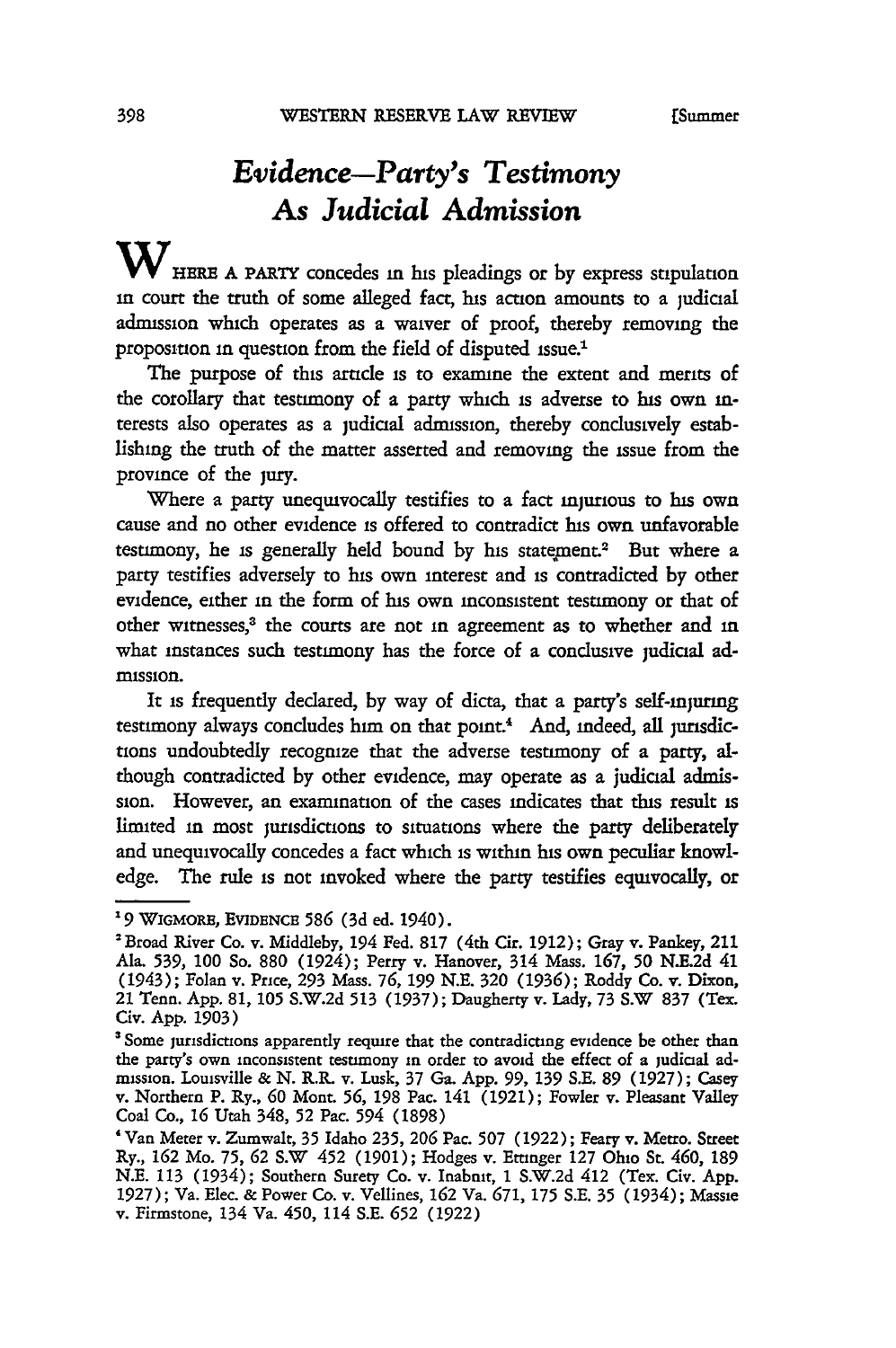# *Evidence—Party's Testimony As Judicial Admission*

WHERE A PARTY concedes in his pleadings or by express stipulation in court the truth of some alleged fact, his action amounts to a judicial admission which operates as a waiver of proof, thereby removing the proposition in question from the field of disputed issue.[1]

The purpose of this article is to examine the extent and merits of the corollary that testimony of a party which is adverse to his own interests also operates as a judicial admission, thereby conclusively establishing the truth of the matter asserted and removing the issue from the province of the jury.

Where a party unequivocally testifies to a fact injurious to his own cause and no other evidence is offered to contradict his own unfavorable testimony, he is generally held bound by his statement.[2] But where a party testifies adversely to his own interest and is contradicted by other evidence, either in the form of his own inconsistent testimony or that of other witnesses,[3] the courts are not in agreement as to whether and in what instances such testimony has the force of a conclusive judicial admission.

It is frequently declared, by way of dicta, that a party's self-injuring testimony always concludes him on that point.[4] And, indeed, all jurisdictions undoubtedly recognize that the adverse testimony of a party, although contradicted by other evidence, may operate as a judicial admission. However, an examination of the cases indicates that this result is limited in most jurisdictions to situations where the party deliberately and unequivocally concedes a fact which is within his own peculiar knowledge. The rule is not invoked where the party testifies equivocally, or

---

[1] 9 WIGMORE, EVIDENCE 586 (3d ed. 1940).

[2] Broad River Co. v. Middleby, 194 Fed. 817 (4th Cir. 1912); Gray v. Pankey, 211 Ala. 539, 100 So. 880 (1924); Perry v. Hanover, 314 Mass. 167, 50 N.E.2d 41 (1943); Folan v. Price, 293 Mass. 76, 199 N.E. 320 (1936); Roddy Co. v. Dixon, 21 Tenn. App. 81, 105 S.W.2d 513 (1937); Daugherty v. Lady, 73 S.W 837 (Tex. Civ. App. 1903)

[3] Some jurisdictions apparently require that the contradicting evidence be other than the party's own inconsistent testimony in order to avoid the effect of a judicial admission. Louisville & N. R.R. v. Lusk, 37 Ga. App. 99, 139 S.E. 89 (1927); Casey v. Northern P. Ry., 60 Mont. 56, 198 Pac. 141 (1921); Fowler v. Pleasant Valley Coal Co., 16 Utah 348, 52 Pac. 594 (1898)

[4] Van Meter v. Zumwalt, 35 Idaho 235, 206 Pac. 507 (1922); Feary v. Metro. Street Ry., 162 Mo. 75, 62 S.W 452 (1901); Hodges v. Ettinger 127 Ohio St. 460, 189 N.E. 113 (1934); Southern Surety Co. v. Inabnit, 1 S.W.2d 412 (Tex. Civ. App. 1927); Va. Elec. & Power Co. v. Vellines, 162 Va. 671, 175 S.E. 35 (1934); Massie v. Firmstone, 134 Va. 450, 114 S.E. 652 (1922)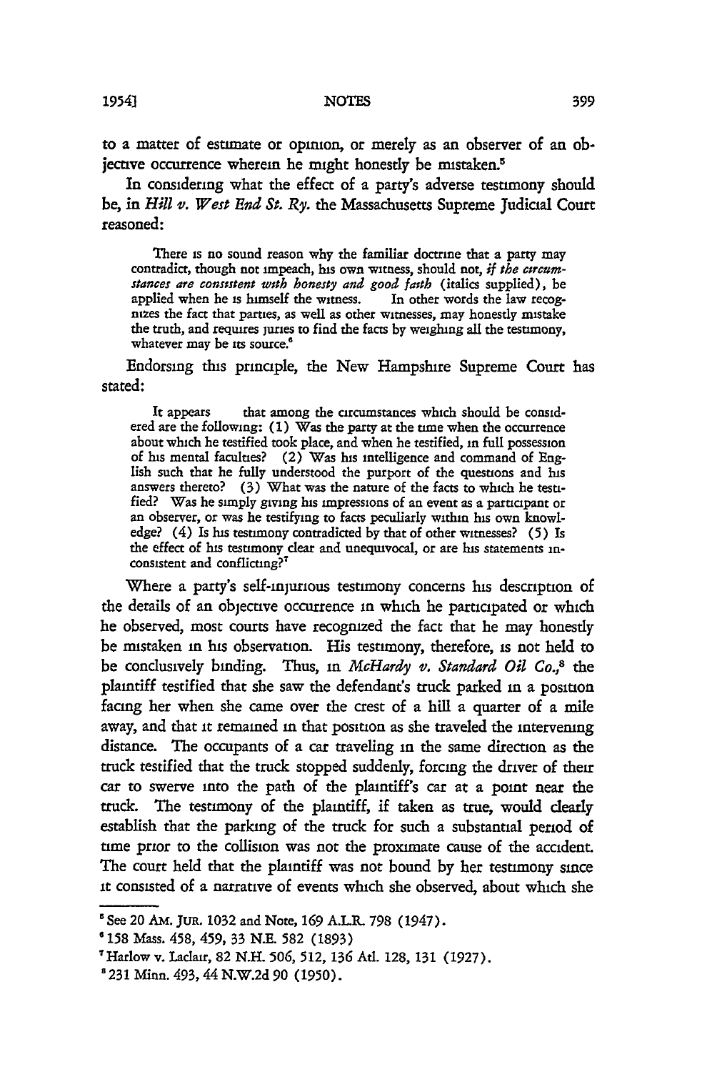to a matter of estimate or opinion, or merely as an observer of an objective occurrence wherein he might honestly be mistaken.[5]

In considering what the effect of a party's adverse testimony should be, in *Hill v. West End St. Ry.* the Massachusetts Supreme Judicial Court reasoned:

> There is no sound reason why the familiar doctrine that a party may contradict, though not impeach, his own witness, should not, *if the circumstances are consistent with honesty and good faith* (italics supplied), be applied when he is himself the witness. In other words the law recognizes the fact that parties, as well as other witnesses, may honestly mistake the truth, and requires juries to find the facts by weighing all the testimony, whatever may be its source.[6]

Endorsing this principle, the New Hampshire Supreme Court has stated:

> It appears that among the circumstances which should be considered are the following: (1) Was the party at the time when the occurrence about which he testified took place, and when he testified, in full possession of his mental faculties? (2) Was his intelligence and command of English such that he fully understood the purport of the questions and his answers thereto? (3) What was the nature of the facts to which he testified? Was he simply giving his impressions of an event as a participant or an observer, or was he testifying to facts peculiarly within his own knowledge? (4) Is his testimony contradicted by that of other witnesses? (5) Is the effect of his testimony clear and unequivocal, or are his statements inconsistent and conflicting?[7]

Where a party's self-injurious testimony concerns his description of the details of an objective occurrence in which he participated or which he observed, most courts have recognized the fact that he may honestly be mistaken in his observation. His testimony, therefore, is not held to be conclusively binding. Thus, in *McHardy v. Standard Oil Co.*,[8] the plaintiff testified that she saw the defendant's truck parked in a position facing her when she came over the crest of a hill a quarter of a mile away, and that it remained in that position as she traveled the intervening distance. The occupants of a car traveling in the same direction as the truck testified that the truck stopped suddenly, forcing the driver of their car to swerve into the path of the plaintiff's car at a point near the truck. The testimony of the plaintiff, if taken as true, would clearly establish that the parking of the truck for such a substantial period of time prior to the collision was not the proximate cause of the accident. The court held that the plaintiff was not bound by her testimony since it consisted of a narrative of events which she observed, about which she

---

[5] See 20 Am. Jur. 1032 and Note, 169 A.L.R. 798 (1947).

[6] 158 Mass. 458, 459, 33 N.E. 582 (1893)

[7] Harlow v. Laclair, 82 N.H. 506, 512, 136 Atl. 128, 131 (1927).

[8] 231 Minn. 493, 44 N.W.2d 90 (1950).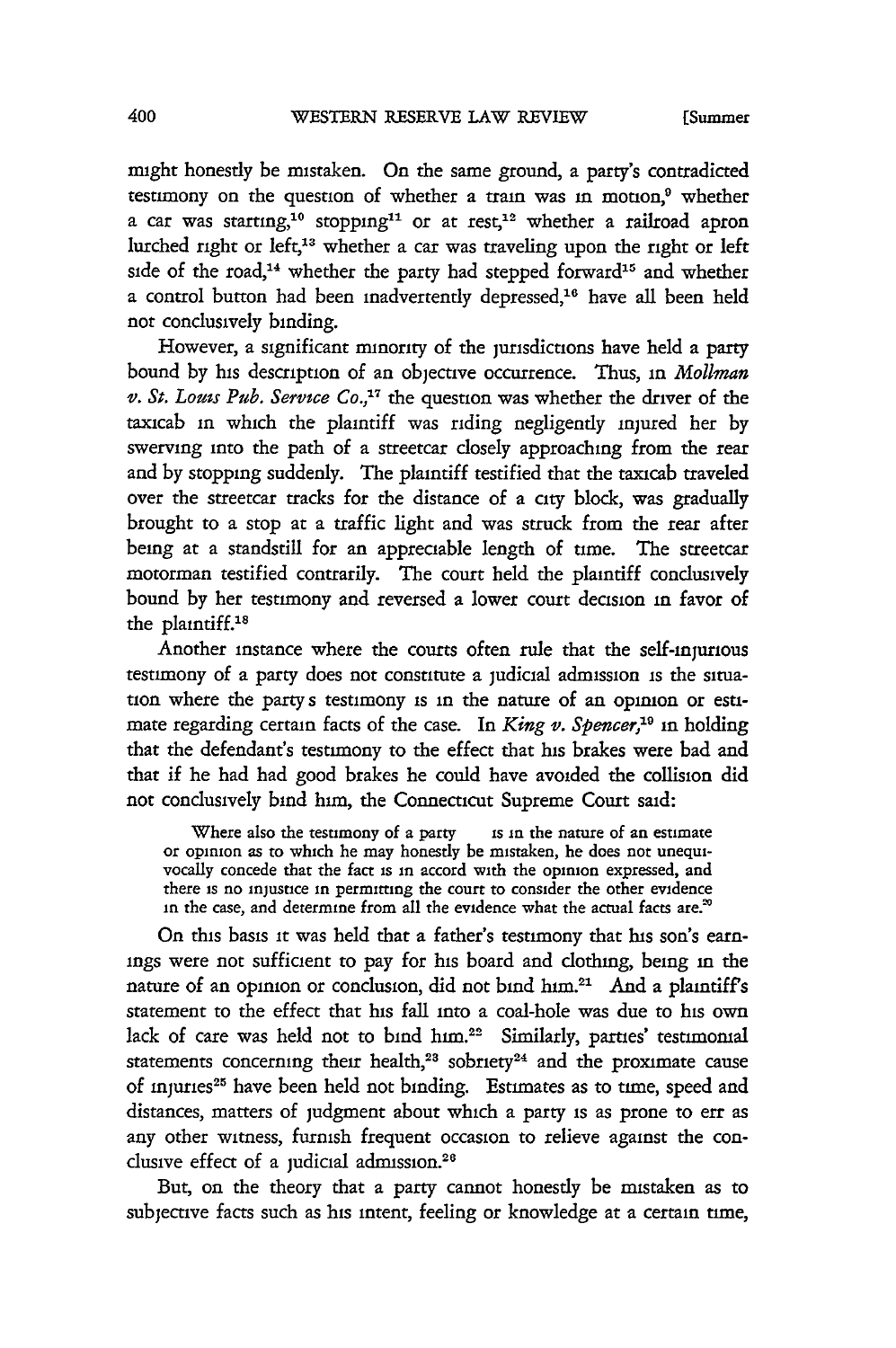might honestly be mistaken. On the same ground, a party's contradicted testimony on the question of whether a train was in motion,[9] whether a car was starting,[10] stopping[11] or at rest,[12] whether a railroad apron lurched right or left,[13] whether a car was traveling upon the right or left side of the road,[14] whether the party had stepped forward[15] and whether a control button had been inadvertently depressed,[16] have all been held not conclusively binding.

However, a significant minority of the jurisdictions have held a party bound by his description of an objective occurrence. Thus, in *Mollman v. St. Louis Pub. Service Co.*,[17] the question was whether the driver of the taxicab in which the plaintiff was riding negligently injured her by swerving into the path of a streetcar closely approaching from the rear and by stopping suddenly. The plaintiff testified that the taxicab traveled over the streetcar tracks for the distance of a city block, was gradually brought to a stop at a traffic light and was struck from the rear after being at a standstill for an appreciable length of time. The streetcar motorman testified contrarily. The court held the plaintiff conclusively bound by her testimony and reversed a lower court decision in favor of the plaintiff.[18]

Another instance where the courts often rule that the self-injurious testimony of a party does not constitute a judicial admission is the situation where the party's testimony is in the nature of an opinion or estimate regarding certain facts of the case. In *King v. Spencer*,[19] in holding that the defendant's testimony to the effect that his brakes were bad and that if he had had good brakes he could have avoided the collision did not conclusively bind him, the Connecticut Supreme Court said:

> Where also the testimony of a party . . . is in the nature of an estimate or opinion as to which he may honestly be mistaken, he does not unequivocally concede that the fact is in accord with the opinion expressed, and there is no injustice in permitting the court to consider the other evidence in the case, and determine from all the evidence what the actual facts are.[20]

On this basis it was held that a father's testimony that his son's earnings were not sufficient to pay for his board and clothing, being in the nature of an opinion or conclusion, did not bind him.[21] And a plaintiff's statement to the effect that his fall into a coal-hole was due to his own lack of care was held not to bind him.[22] Similarly, parties' testimonial statements concerning their health,[23] sobriety[24] and the proximate cause of injuries[25] have been held not binding. Estimates as to time, speed and distances, matters of judgment about which a party is as prone to err as any other witness, furnish frequent occasion to relieve against the conclusive effect of a judicial admission.[26]

But, on the theory that a party cannot honestly be mistaken as to subjective facts such as his intent, feeling or knowledge at a certain time,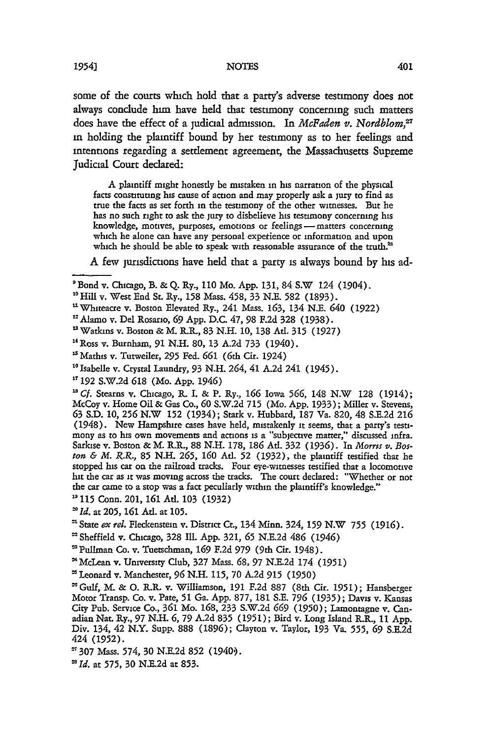some of the courts which hold that a party's adverse testimony does not always conclude him have held that testimony concerning such matters does have the effect of a judicial admission. In *McFaden v. Nordblom*,[27] in holding the plaintiff bound by her testimony as to her feelings and intentions regarding a settlement agreement, the Massachusetts Supreme Judicial Court declared:

> A plaintiff might honestly be mistaken in his narration of the physical facts constituting his cause of action and may properly ask a jury to find as true the facts as set forth in the testimony of the other witnesses. But he has no such right to ask the jury to disbelieve his testimony concerning his knowledge, motives, purposes, emotions or feelings — matters concerning which he alone can have any personal experience or information and upon which he should be able to speak with reasonable assurance of the truth.[28]

A few jurisdictions have held that a party is always bound by his ad-

---

[9] Bond v. Chicago, B. & Q. Ry., 110 Mo. App. 131, 84 S.W 124 (1904).

[10] Hill v. West End St. Ry., 158 Mass. 458, 33 N.E. 582 (1893).

[11] Whiteacre v. Boston Elevated Ry., 241 Mass. 163, 134 N.E. 640 (1922)

[12] Alamo v. Del Rosario, 69 App. D.C. 47, 98 F.2d 328 (1938).

[13] Watkins v. Boston & M. R.R., 83 N.H. 10, 138 Atl. 315 (1927)

[14] Ross v. Burnham, 91 N.H. 80, 13 A.2d 733 (1940).

[15] Mathis v. Tutweiler, 295 Fed. 661 (6th Cir. 1924)

[16] Isabelle v. Crystal Laundry, 93 N.H. 264, 41 A.2d 241 (1945).

[17] 192 S.W.2d 618 (Mo. App. 1946)

[18] *Cf.* Stearns v. Chicago, R. I. & P. Ry., 166 Iowa 566, 148 N.W 128 (1914); McCoy v. Home Oil & Gas Co., 60 S.W.2d 715 (Mo. App. 1933); Miller v. Stevens, 63 S.D. 10, 256 N.W 152 (1934); Stark v. Hubbard, 187 Va. 820, 48 S.E.2d 216 (1948). New Hampshire cases have held, mistakenly it seems, that a party's testimony as to his own movements and actions is a "subjective matter," discussed infra. Sarkise v. Boston & M. R.R., 88 N.H. 178, 186 Atl. 332 (1936). In *Morris v. Boston & M. R.R.*, 85 N.H. 265, 160 Atl. 52 (1932), the plaintiff testified that he stopped his car on the railroad tracks. Four eye-witnesses testified that a locomotive hit the car as it was moving across the tracks. The court declared: "Whether or not the car came to a stop was a fact peculiarly within the plaintiff's knowledge."

[19] 115 Conn. 201, 161 Atl. 103 (1932)

[20] *Id.* at 205, 161 Atl. at 105.

[21] State *ex rel.* Fleckenstein v. District Ct., 134 Minn. 324, 159 N.W 755 (1916).

[22] Sheffield v. Chicago, 328 Ill. App. 321, 65 N.E.2d 486 (1946)

[23] Pullman Co. v. Tuetschman, 169 F.2d 979 (9th Cir. 1948).

[24] McLean v. University Club, 327 Mass. 68, 97 N.E.2d 174 (1951)

[25] Leonard v. Manchester, 96 N.H. 115, 70 A.2d 915 (1950)

[26] Gulf, M. & O. R.R. v. Williamson, 191 F.2d 887 (8th Cir. 1951); Hansberger Motor Transp. Co. v. Pate, 51 Ga. App. 877, 181 S.E. 796 (1935); Davis v. Kansas City Pub. Service Co., 361 Mo. 168, 233 S.W.2d 669 (1950); Lamontagne v. Canadian Nat. Ry., 97 N.H. 6, 79 A.2d 835 (1951); Bird v. Long Island R.R., 11 App. Div. 134, 42 N.Y. Supp. 888 (1896); Clayton v. Taylor, 193 Va. 555, 69 S.E.2d 424 (1952).

[27] 307 Mass. 574, 30 N.E.2d 852 (1940).

[28] *Id.* at 575, 30 N.E.2d at 853.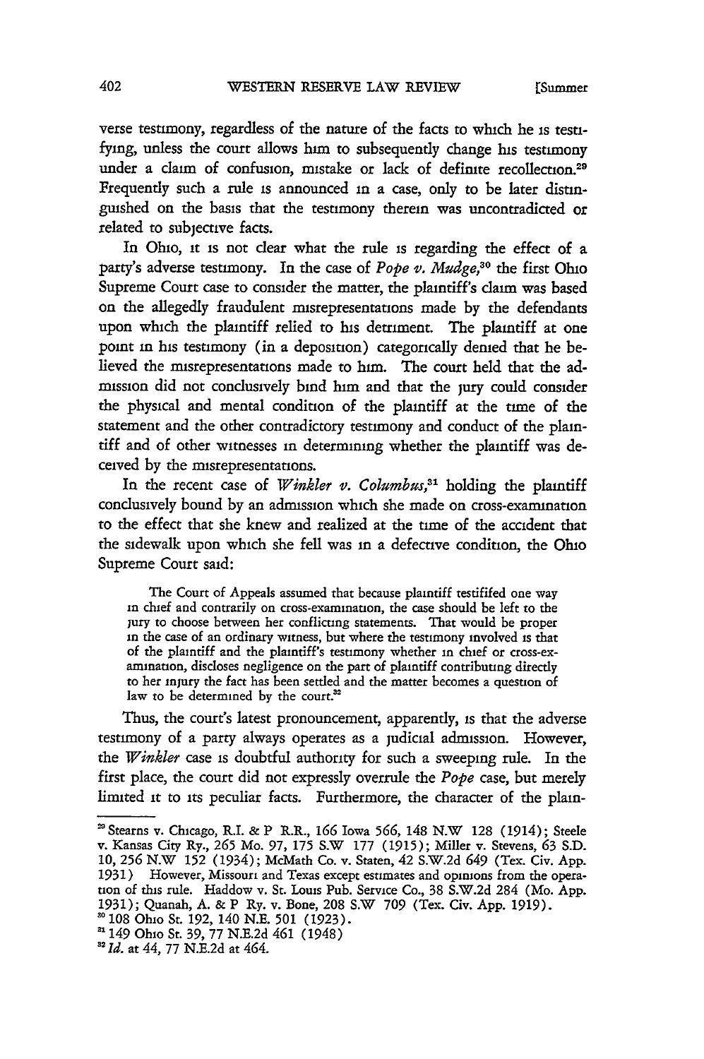verse testimony, regardless of the nature of the facts to which he is testifying, unless the court allows him to subsequently change his testimony under a claim of confusion, mistake or lack of definite recollection.[29] Frequently such a rule is announced in a case, only to be later distinguished on the basis that the testimony therein was uncontradicted or related to subjective facts.

In Ohio, it is not clear what the rule is regarding the effect of a party's adverse testimony. In the case of *Pope v. Mudge*,[30] the first Ohio Supreme Court case to consider the matter, the plaintiff's claim was based on the allegedly fraudulent misrepresentations made by the defendants upon which the plaintiff relied to his detriment. The plaintiff at one point in his testimony (in a deposition) categorically denied that he believed the misrepresentations made to him. The court held that the admission did not conclusively bind him and that the jury could consider the physical and mental condition of the plaintiff at the time of the statement and the other contradictory testimony and conduct of the plaintiff and of other witnesses in determining whether the plaintiff was deceived by the misrepresentations.

In the recent case of *Winkler v. Columbus*,[31] holding the plaintiff conclusively bound by an admission which she made on cross-examination to the effect that she knew and realized at the time of the accident that the sidewalk upon which she fell was in a defective condition, the Ohio Supreme Court said:

> The Court of Appeals assumed that because plaintiff testififed one way in chief and contrarily on cross-examination, the case should be left to the jury to choose between her conflicting statements. That would be proper in the case of an ordinary witness, but where the testimony involved is that of the plaintiff and the plaintiff's testimony whether in chief or cross-examination, discloses negligence on the part of plaintiff contributing directly to her injury the fact has been settled and the matter becomes a question of law to be determined by the court.[32]

Thus, the court's latest pronouncement, apparently, is that the adverse testimony of a party always operates as a judicial admission. However, the *Winkler* case is doubtful authority for such a sweeping rule. In the first place, the court did not expressly overrule the *Pope* case, but merely limited it to its peculiar facts. Furthermore, the character of the plain-

---

[29] Stearns v. Chicago, R.I. & P R.R., 166 Iowa 566, 148 N.W 128 (1914); Steele v. Kansas City Ry., 265 Mo. 97, 175 S.W 177 (1915); Miller v. Stevens, 63 S.D. 10, 256 N.W 152 (1934); McMath Co. v. Staten, 42 S.W.2d 649 (Tex. Civ. App. 1931) However, Missouri and Texas except estimates and opinions from the operation of this rule. Haddow v. St. Louis Pub. Service Co., 38 S.W.2d 284 (Mo. App. 1931); Quanah, A. & P Ry. v. Bone, 208 S.W 709 (Tex. Civ. App. 1919).

[30] 108 Ohio St. 192, 140 N.E. 501 (1923).

[31] 149 Ohio St. 39, 77 N.E.2d 461 (1948)

[32] *Id.* at 44, 77 N.E.2d at 464.